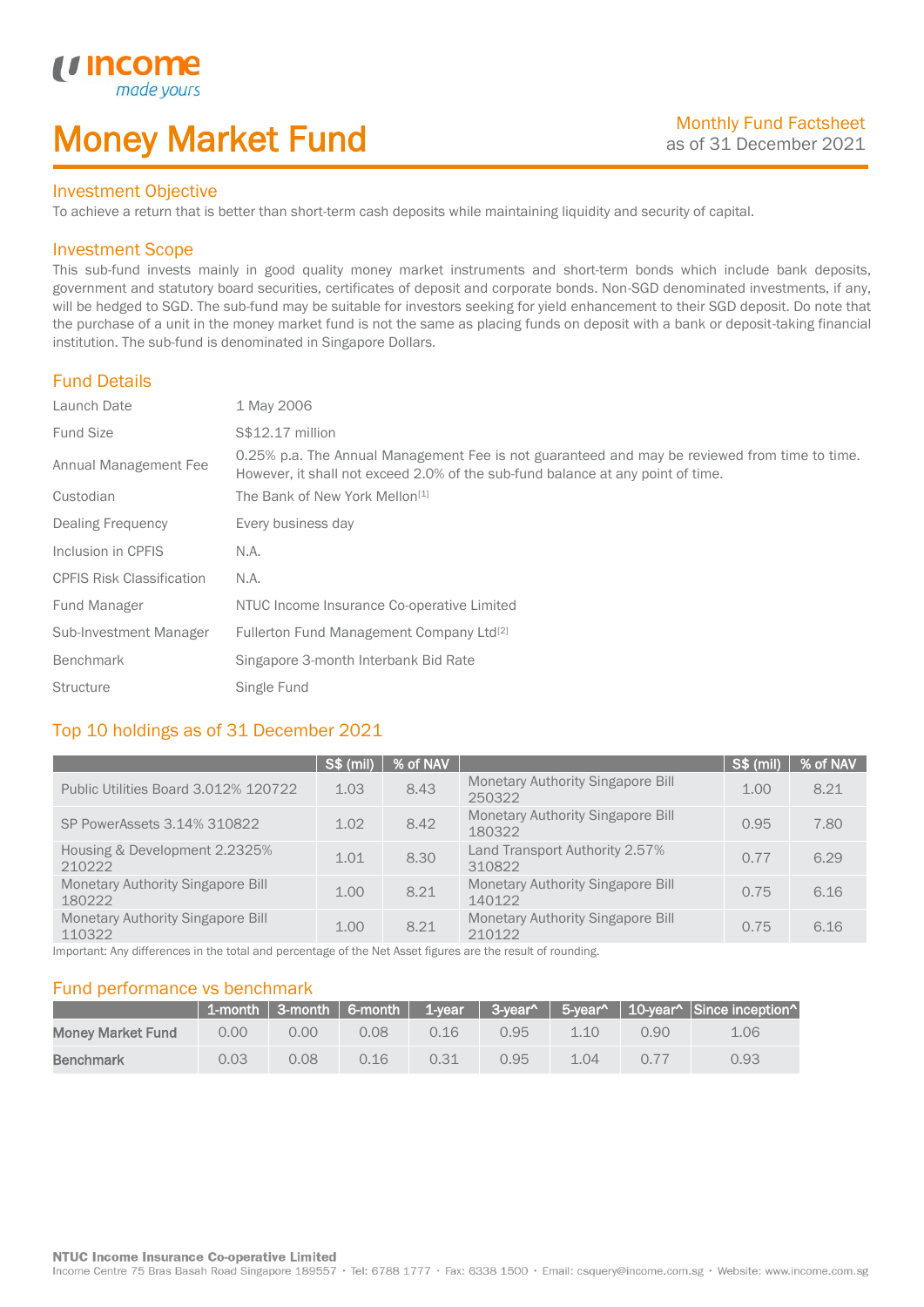# Money Market Fund

Monthly Fund Factsheet
as of 31 December 2021

## Investment Objective

To achieve a return that is better than short-term cash deposits while maintaining liquidity and security of capital.

## Investment Scope

This sub-fund invests mainly in good quality money market instruments and short-term bonds which include bank deposits, government and statutory board securities, certificates of deposit and corporate bonds. Non-SGD denominated investments, if any, will be hedged to SGD. The sub-fund may be suitable for investors seeking for yield enhancement to their SGD deposit. Do note that the purchase of a unit in the money market fund is not the same as placing funds on deposit with a bank or deposit-taking financial institution. The sub-fund is denominated in Singapore Dollars.

## Fund Details

| | |
|---|---|
| Launch Date | 1 May 2006 |
| Fund Size | S$12.17 million |
| Annual Management Fee | 0.25% p.a. The Annual Management Fee is not guaranteed and may be reviewed from time to time. However, it shall not exceed 2.0% of the sub-fund balance at any point of time. |
| Custodian | The Bank of New York Mellon[1] |
| Dealing Frequency | Every business day |
| Inclusion in CPFIS | N.A. |
| CPFIS Risk Classification | N.A. |
| Fund Manager | NTUC Income Insurance Co-operative Limited |
| Sub-Investment Manager | Fullerton Fund Management Company Ltd[2] |
| Benchmark | Singapore 3-month Interbank Bid Rate |
| Structure | Single Fund |

## Top 10 holdings as of 31 December 2021

| | S$ (mil) | % of NAV | | S$ (mil) | % of NAV |
|---|---|---|---|---|---|
| Public Utilities Board 3.012% 120722 | 1.03 | 8.43 | Monetary Authority Singapore Bill 250322 | 1.00 | 8.21 |
| SP PowerAssets 3.14% 310822 | 1.02 | 8.42 | Monetary Authority Singapore Bill 180322 | 0.95 | 7.80 |
| Housing & Development 2.2325% 210222 | 1.01 | 8.30 | Land Transport Authority 2.57% 310822 | 0.77 | 6.29 |
| Monetary Authority Singapore Bill 180222 | 1.00 | 8.21 | Monetary Authority Singapore Bill 140122 | 0.75 | 6.16 |
| Monetary Authority Singapore Bill 110322 | 1.00 | 8.21 | Monetary Authority Singapore Bill 210122 | 0.75 | 6.16 |

Important: Any differences in the total and percentage of the Net Asset figures are the result of rounding.

## Fund performance vs benchmark

| | 1-month | 3-month | 6-month | 1-year | 3-year^ | 5-year^ | 10-year^ | Since inception^ |
|---|---|---|---|---|---|---|---|---|
| **Money Market Fund** | 0.00 | 0.00 | 0.08 | 0.16 | 0.95 | 1.10 | 0.90 | 1.06 |
| **Benchmark** | 0.03 | 0.08 | 0.16 | 0.31 | 0.95 | 1.04 | 0.77 | 0.93 |

**NTUC Income Insurance Co-operative Limited**
Income Centre 75 Bras Basah Road Singapore 189557 • Tel: 6788 1777 • Fax: 6338 1500 • Email: csquery@income.com.sg • Website: www.income.com.sg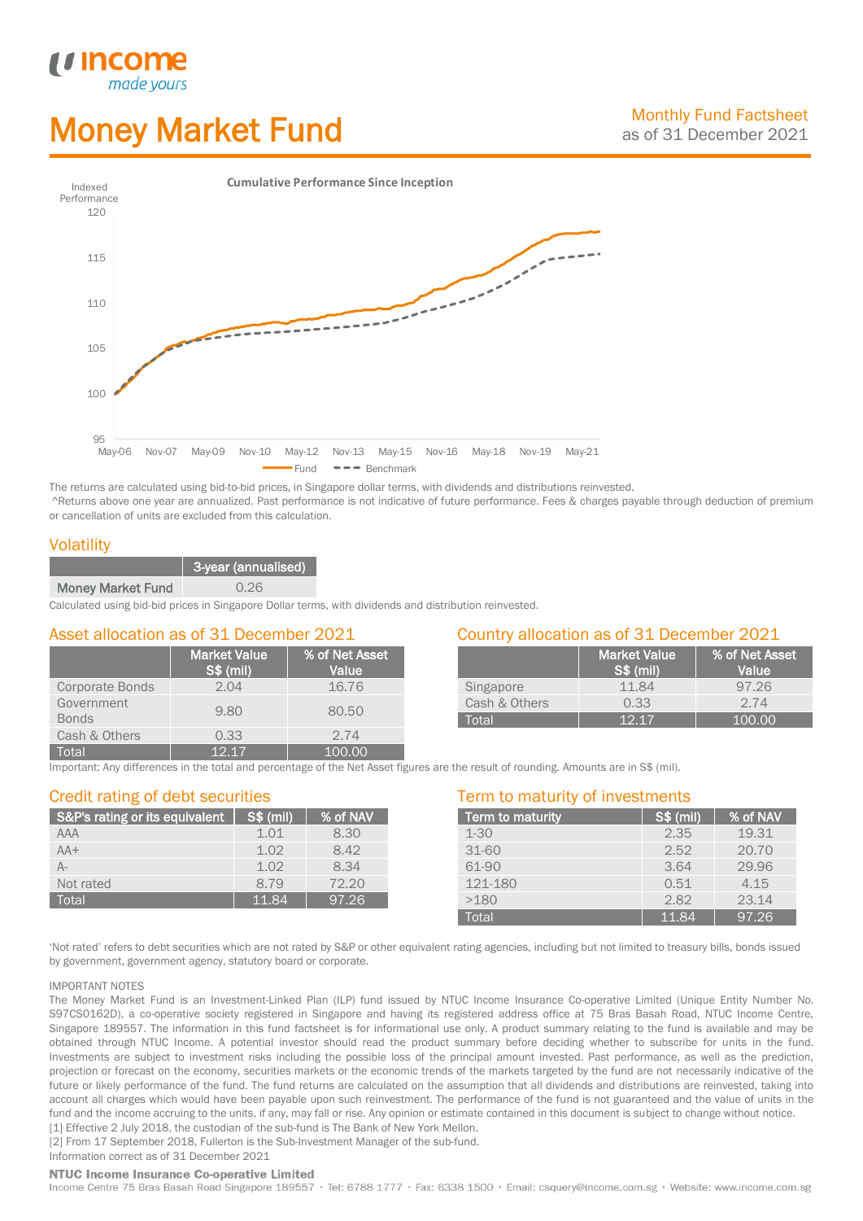# Money Market Fund

Monthly Fund Factsheet
as of 31 December 2021

Cumulative Performance Since Inception

Indexed Performance

120
115
110
105
100
95

May-06 Nov-07 May-09 Nov-10 May-12 Nov-13 May-15 Nov-16 May-18 Nov-19 May-21

Fund — Benchmark

The returns are calculated using bid-to-bid prices, in Singapore dollar terms, with dividends and distributions reinvested.
^Returns above one year are annualized. Past performance is not indicative of future performance. Fees & charges payable through deduction of premium or cancellation of units are excluded from this calculation.

## Volatility

| | 3-year (annualised) |
|---|---|
| Money Market Fund | 0.26 |

Calculated using bid-bid prices in Singapore Dollar terms, with dividends and distribution reinvested.

## Asset allocation as of 31 December 2021

| | Market Value S$ (mil) | % of Net Asset Value |
|---|---|---|
| Corporate Bonds | 2.04 | 16.76 |
| Government Bonds | 9.80 | 80.50 |
| Cash & Others | 0.33 | 2.74 |
| Total | 12.17 | 100.00 |

## Country allocation as of 31 December 2021

| | Market Value S$ (mil) | % of Net Asset Value |
|---|---|---|
| Singapore | 11.84 | 97.26 |
| Cash & Others | 0.33 | 2.74 |
| Total | 12.17 | 100.00 |

Important: Any differences in the total and percentage of the Net Asset figures are the result of rounding. Amounts are in S$ (mil).

## Credit rating of debt securities

| S&P's rating or its equivalent | S$ (mil) | % of NAV |
|---|---|---|
| AAA | 1.01 | 8.30 |
| AA+ | 1.02 | 8.42 |
| A- | 1.02 | 8.34 |
| Not rated | 8.79 | 72.20 |
| Total | 11.84 | 97.26 |

## Term to maturity of investments

| Term to maturity | S$ (mil) | % of NAV |
|---|---|---|
| 1-30 | 2.35 | 19.31 |
| 31-60 | 2.52 | 20.70 |
| 61-90 | 3.64 | 29.96 |
| 121-180 | 0.51 | 4.15 |
| >180 | 2.82 | 23.14 |
| Total | 11.84 | 97.26 |

'Not rated' refers to debt securities which are not rated by S&P or other equivalent rating agencies, including but not limited to treasury bills, bonds issued by government, government agency, statutory board or corporate.

IMPORTANT NOTES

The Money Market Fund is an Investment-Linked Plan (ILP) fund issued by NTUC Income Insurance Co-operative Limited (Unique Entity Number No. S97CS0162D), a co-operative society registered in Singapore and having its registered address office at 75 Bras Basah Road, NTUC Income Centre, Singapore 189557. The information in this fund factsheet is for informational use only. A product summary relating to the fund is available and may be obtained through NTUC Income. A potential investor should read the product summary before deciding whether to subscribe for units in the fund. Investments are subject to investment risks including the possible loss of the principal amount invested. Past performance, as well as the prediction, projection or forecast on the economy, securities markets or the economic trends of the markets targeted by the fund are not necessarily indicative of the future or likely performance of the fund. The fund returns are calculated on the assumption that all dividends and distributions are reinvested, taking into account all charges which would have been payable upon such reinvestment. The performance of the fund is not guaranteed and the value of units in the fund and the income accruing to the units, if any, may fall or rise. Any opinion or estimate contained in this document is subject to change without notice.

[1] Effective 2 July 2018, the custodian of the sub-fund is The Bank of New York Mellon.
[2] From 17 September 2018, Fullerton is the Sub-Investment Manager of the sub-fund.
Information correct as of 31 December 2021

**NTUC Income Insurance Co-operative Limited**
Income Centre 75 Bras Basah Road Singapore 189557 · Tel: 6788 1777 · Fax: 6338 1500 · Email: csquery@income.com.sg · Website: www.income.com.sg